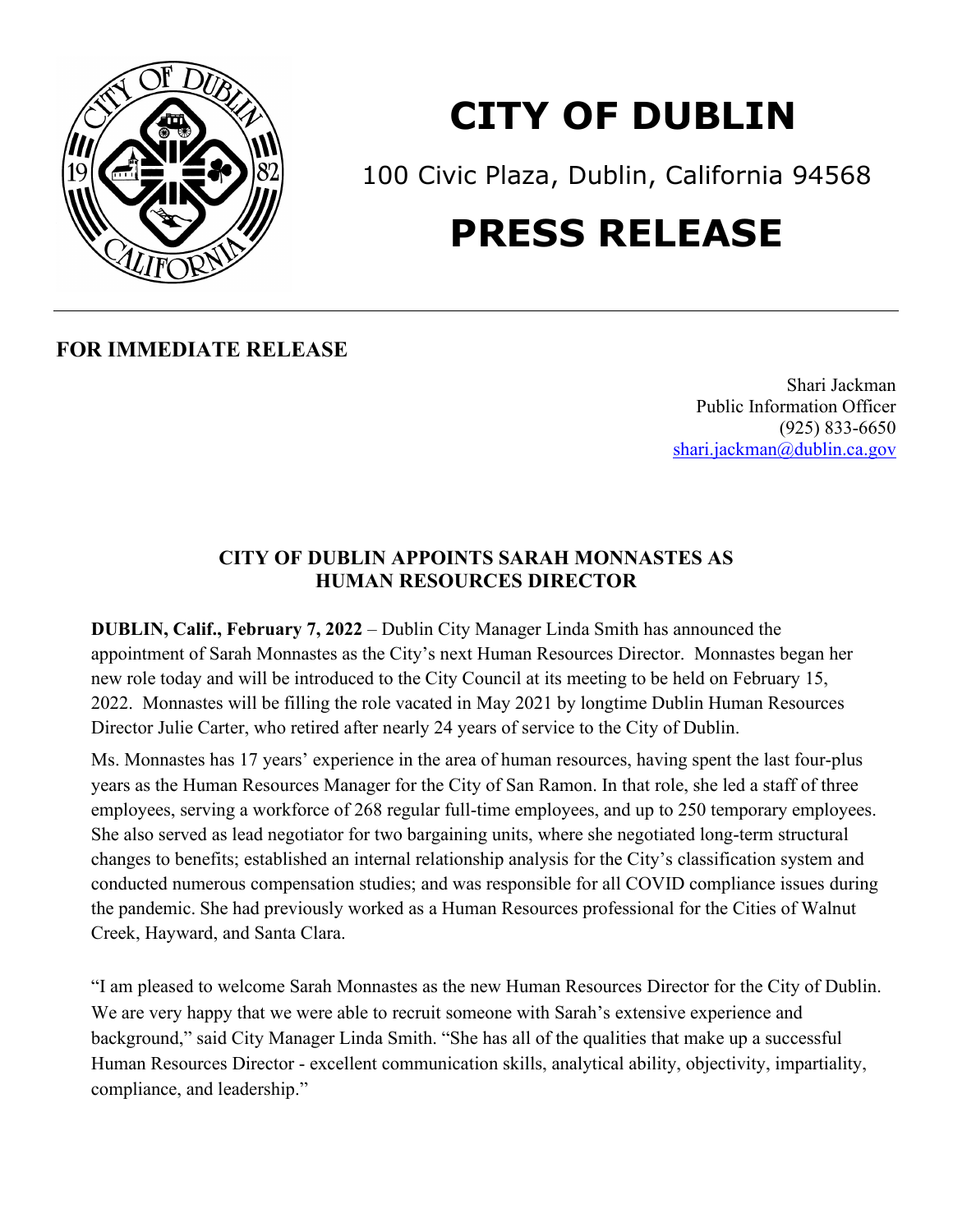# CITY OF DUBLIN

100 Civic Plaza, Dublin, California 94568

# PRESS RELEASE

**FOR IMMEDIATE RELEASE**

Shari Jackman
Public Information Officer
(925) 833-6650
shari.jackman@dublin.ca.gov

## CITY OF DUBLIN APPOINTS SARAH MONNASTES AS HUMAN RESOURCES DIRECTOR

**DUBLIN, Calif., February 7, 2022** – Dublin City Manager Linda Smith has announced the appointment of Sarah Monnastes as the City's next Human Resources Director. Monnastes began her new role today and will be introduced to the City Council at its meeting to be held on February 15, 2022. Monnastes will be filling the role vacated in May 2021 by longtime Dublin Human Resources Director Julie Carter, who retired after nearly 24 years of service to the City of Dublin.

Ms. Monnastes has 17 years' experience in the area of human resources, having spent the last four-plus years as the Human Resources Manager for the City of San Ramon. In that role, she led a staff of three employees, serving a workforce of 268 regular full-time employees, and up to 250 temporary employees. She also served as lead negotiator for two bargaining units, where she negotiated long-term structural changes to benefits; established an internal relationship analysis for the City's classification system and conducted numerous compensation studies; and was responsible for all COVID compliance issues during the pandemic. She had previously worked as a Human Resources professional for the Cities of Walnut Creek, Hayward, and Santa Clara.

"I am pleased to welcome Sarah Monnastes as the new Human Resources Director for the City of Dublin. We are very happy that we were able to recruit someone with Sarah's extensive experience and background," said City Manager Linda Smith. "She has all of the qualities that make up a successful Human Resources Director - excellent communication skills, analytical ability, objectivity, impartiality, compliance, and leadership."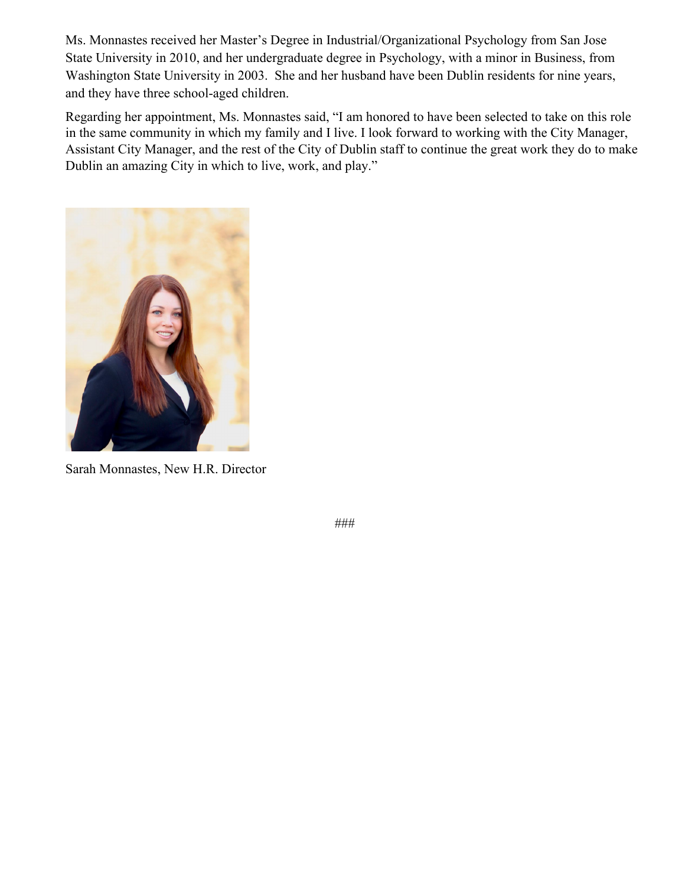Ms. Monnastes received her Master's Degree in Industrial/Organizational Psychology from San Jose State University in 2010, and her undergraduate degree in Psychology, with a minor in Business, from Washington State University in 2003. She and her husband have been Dublin residents for nine years, and they have three school-aged children.

Regarding her appointment, Ms. Monnastes said, "I am honored to have been selected to take on this role in the same community in which my family and I live. I look forward to working with the City Manager, Assistant City Manager, and the rest of the City of Dublin staff to continue the great work they do to make Dublin an amazing City in which to live, work, and play."

Sarah Monnastes, New H.R. Director

###